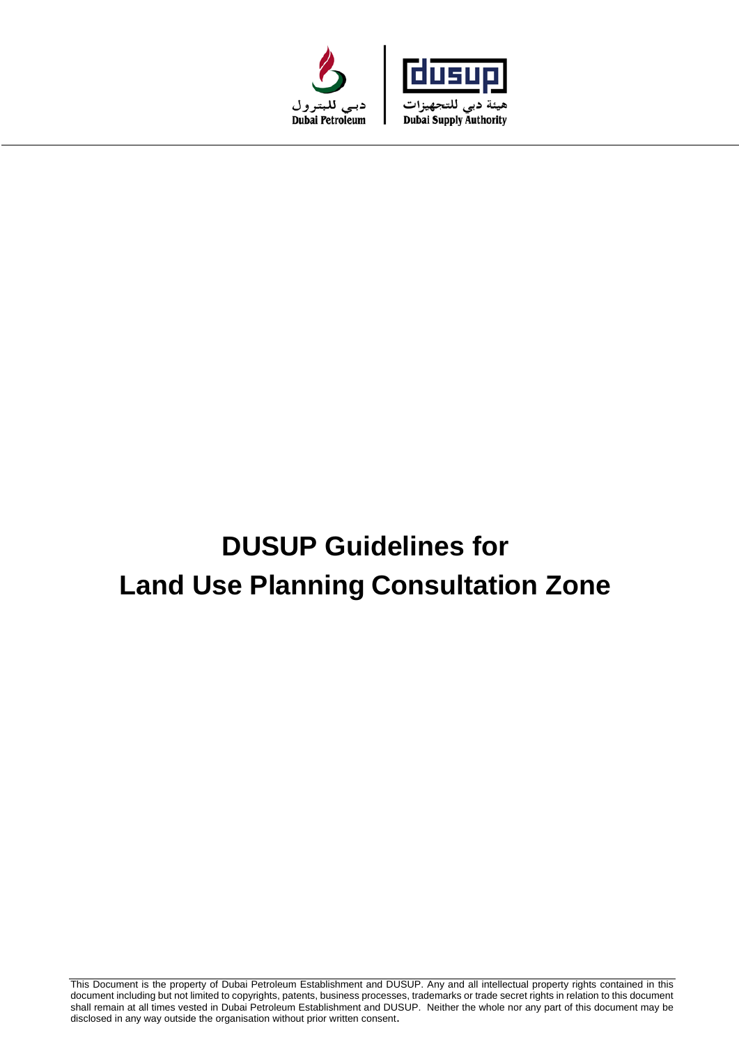دبي للبترول
Dubai Petroleum

dusup
هيئة دبي للتجهيزات
Dubai Supply Authority

# DUSUP Guidelines for Land Use Planning Consultation Zone

This Document is the property of Dubai Petroleum Establishment and DUSUP. Any and all intellectual property rights contained in this document including but not limited to copyrights, patents, business processes, trademarks or trade secret rights in relation to this document shall remain at all times vested in Dubai Petroleum Establishment and DUSUP. Neither the whole nor any part of this document may be disclosed in any way outside the organisation without prior written consent.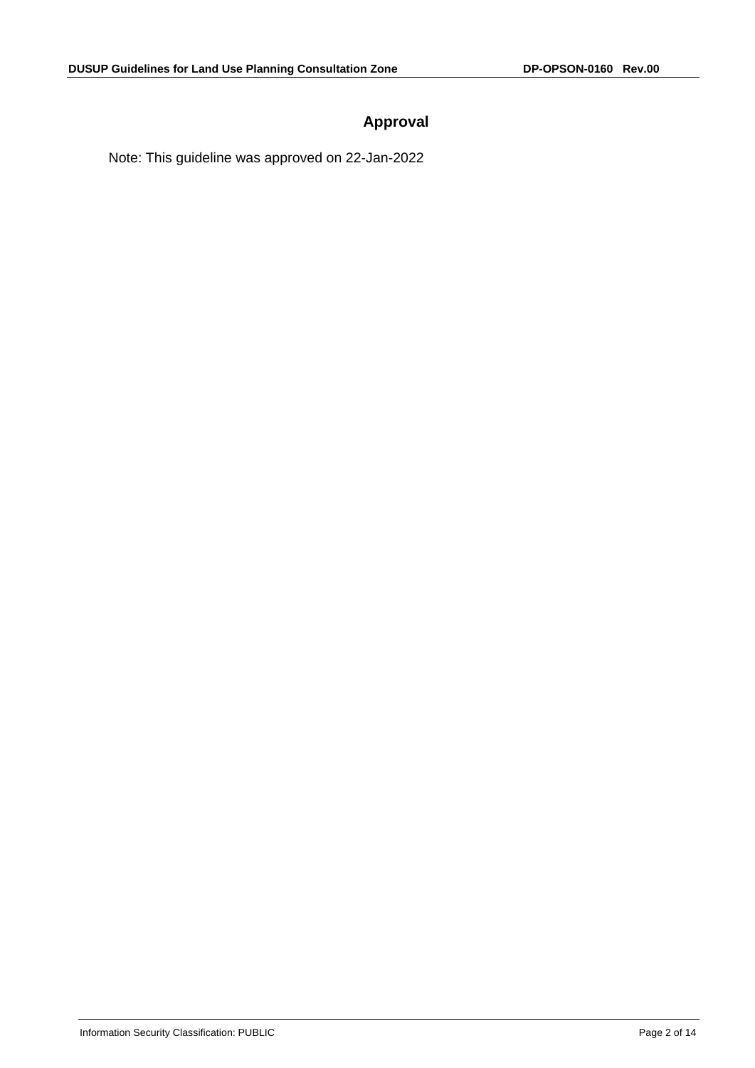# Approval

Note: This guideline was approved on 22-Jan-2022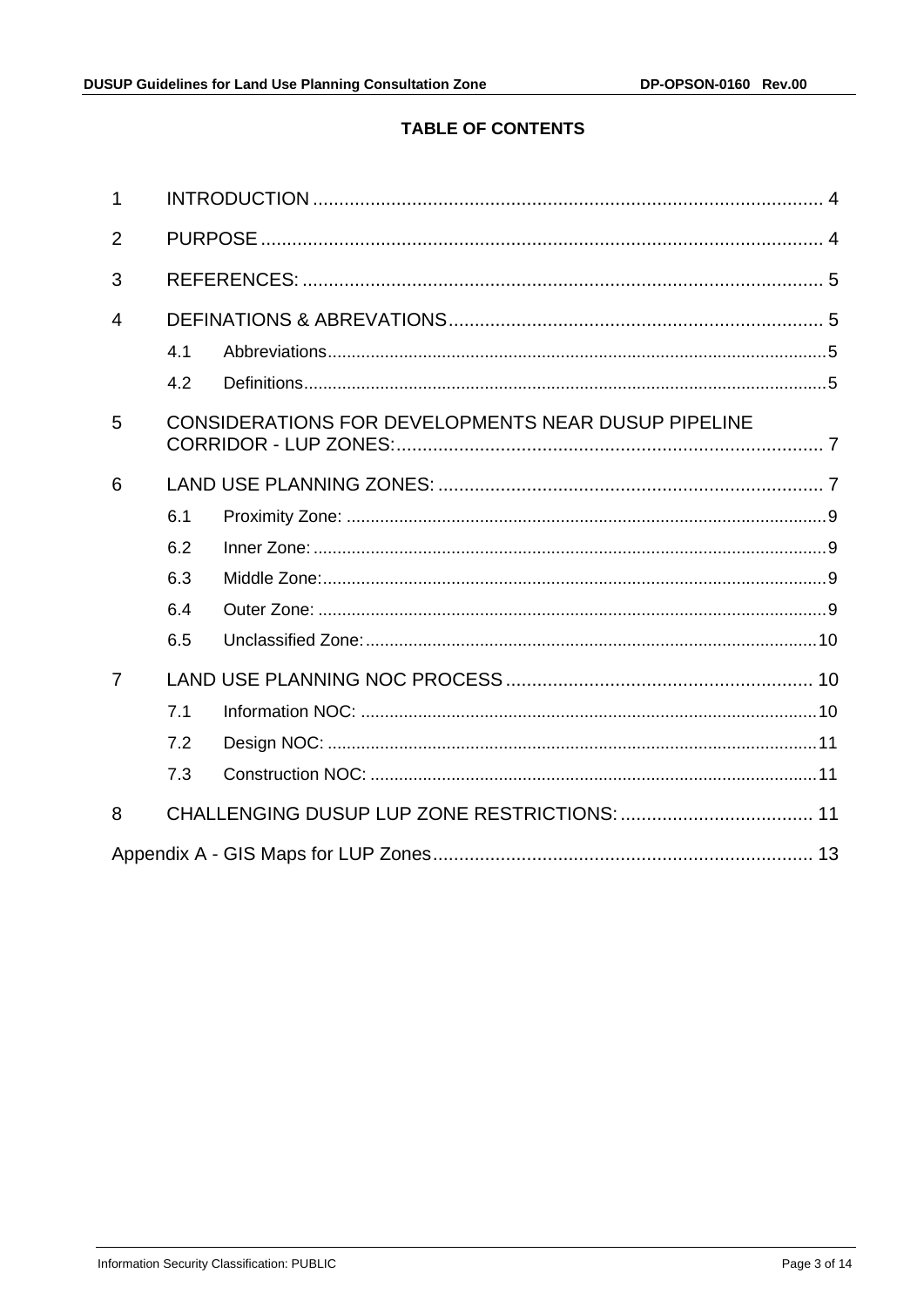**TABLE OF CONTENTS**

1 INTRODUCTION ........................................................................................ 4

2 PURPOSE ................................................................................................. 4

3 REFERENCES: .......................................................................................... 5

4 DEFINATIONS & ABREVATIONS .............................................................. 5

- 4.1 Abbreviations .......................................................................................... 5
- 4.2 Definitions ............................................................................................... 5

5 CONSIDERATIONS FOR DEVELOPMENTS NEAR DUSUP PIPELINE CORRIDOR - LUP ZONES: ....................................................................... 7

6 LAND USE PLANNING ZONES: ................................................................. 7

- 6.1 Proximity Zone: ....................................................................................... 9
- 6.2 Inner Zone: .............................................................................................. 9
- 6.3 Middle Zone: ........................................................................................... 9
- 6.4 Outer Zone: ............................................................................................. 9
- 6.5 Unclassified Zone: .................................................................................. 10

7 LAND USE PLANNING NOC PROCESS .................................................. 10

- 7.1 Information NOC: .................................................................................... 10
- 7.2 Design NOC: ........................................................................................... 11
- 7.3 Construction NOC: .................................................................................. 11

8 CHALLENGING DUSUP LUP ZONE RESTRICTIONS: .............................. 11

Appendix A - GIS Maps for LUP Zones ......................................................... 13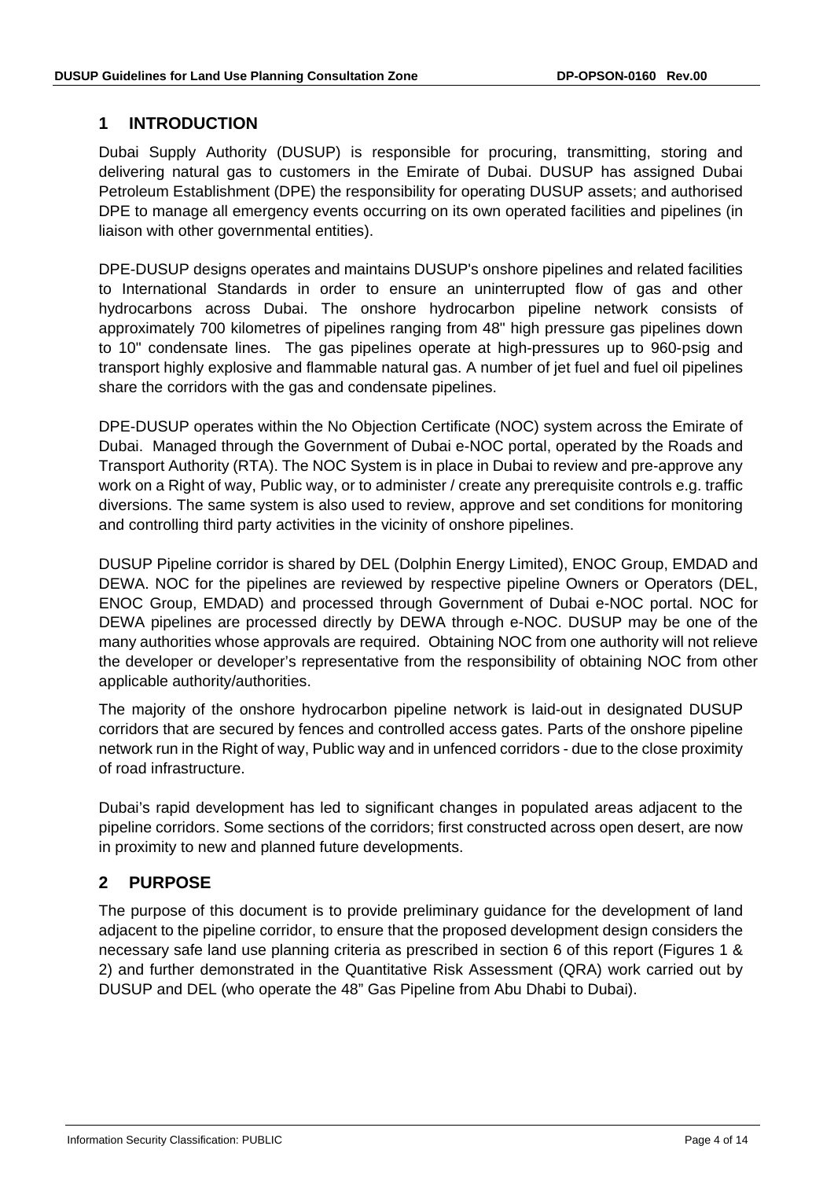# 1 INTRODUCTION

Dubai Supply Authority (DUSUP) is responsible for procuring, transmitting, storing and delivering natural gas to customers in the Emirate of Dubai. DUSUP has assigned Dubai Petroleum Establishment (DPE) the responsibility for operating DUSUP assets; and authorised DPE to manage all emergency events occurring on its own operated facilities and pipelines (in liaison with other governmental entities).

DPE-DUSUP designs operates and maintains DUSUP's onshore pipelines and related facilities to International Standards in order to ensure an uninterrupted flow of gas and other hydrocarbons across Dubai. The onshore hydrocarbon pipeline network consists of approximately 700 kilometres of pipelines ranging from 48" high pressure gas pipelines down to 10" condensate lines. The gas pipelines operate at high-pressures up to 960-psig and transport highly explosive and flammable natural gas. A number of jet fuel and fuel oil pipelines share the corridors with the gas and condensate pipelines.

DPE-DUSUP operates within the No Objection Certificate (NOC) system across the Emirate of Dubai. Managed through the Government of Dubai e-NOC portal, operated by the Roads and Transport Authority (RTA). The NOC System is in place in Dubai to review and pre-approve any work on a Right of way, Public way, or to administer / create any prerequisite controls e.g. traffic diversions. The same system is also used to review, approve and set conditions for monitoring and controlling third party activities in the vicinity of onshore pipelines.

DUSUP Pipeline corridor is shared by DEL (Dolphin Energy Limited), ENOC Group, EMDAD and DEWA. NOC for the pipelines are reviewed by respective pipeline Owners or Operators (DEL, ENOC Group, EMDAD) and processed through Government of Dubai e-NOC portal. NOC for DEWA pipelines are processed directly by DEWA through e-NOC. DUSUP may be one of the many authorities whose approvals are required. Obtaining NOC from one authority will not relieve the developer or developer's representative from the responsibility of obtaining NOC from other applicable authority/authorities.

The majority of the onshore hydrocarbon pipeline network is laid-out in designated DUSUP corridors that are secured by fences and controlled access gates. Parts of the onshore pipeline network run in the Right of way, Public way and in unfenced corridors - due to the close proximity of road infrastructure.

Dubai's rapid development has led to significant changes in populated areas adjacent to the pipeline corridors. Some sections of the corridors; first constructed across open desert, are now in proximity to new and planned future developments.

# 2 PURPOSE

The purpose of this document is to provide preliminary guidance for the development of land adjacent to the pipeline corridor, to ensure that the proposed development design considers the necessary safe land use planning criteria as prescribed in section 6 of this report (Figures 1 & 2) and further demonstrated in the Quantitative Risk Assessment (QRA) work carried out by DUSUP and DEL (who operate the 48" Gas Pipeline from Abu Dhabi to Dubai).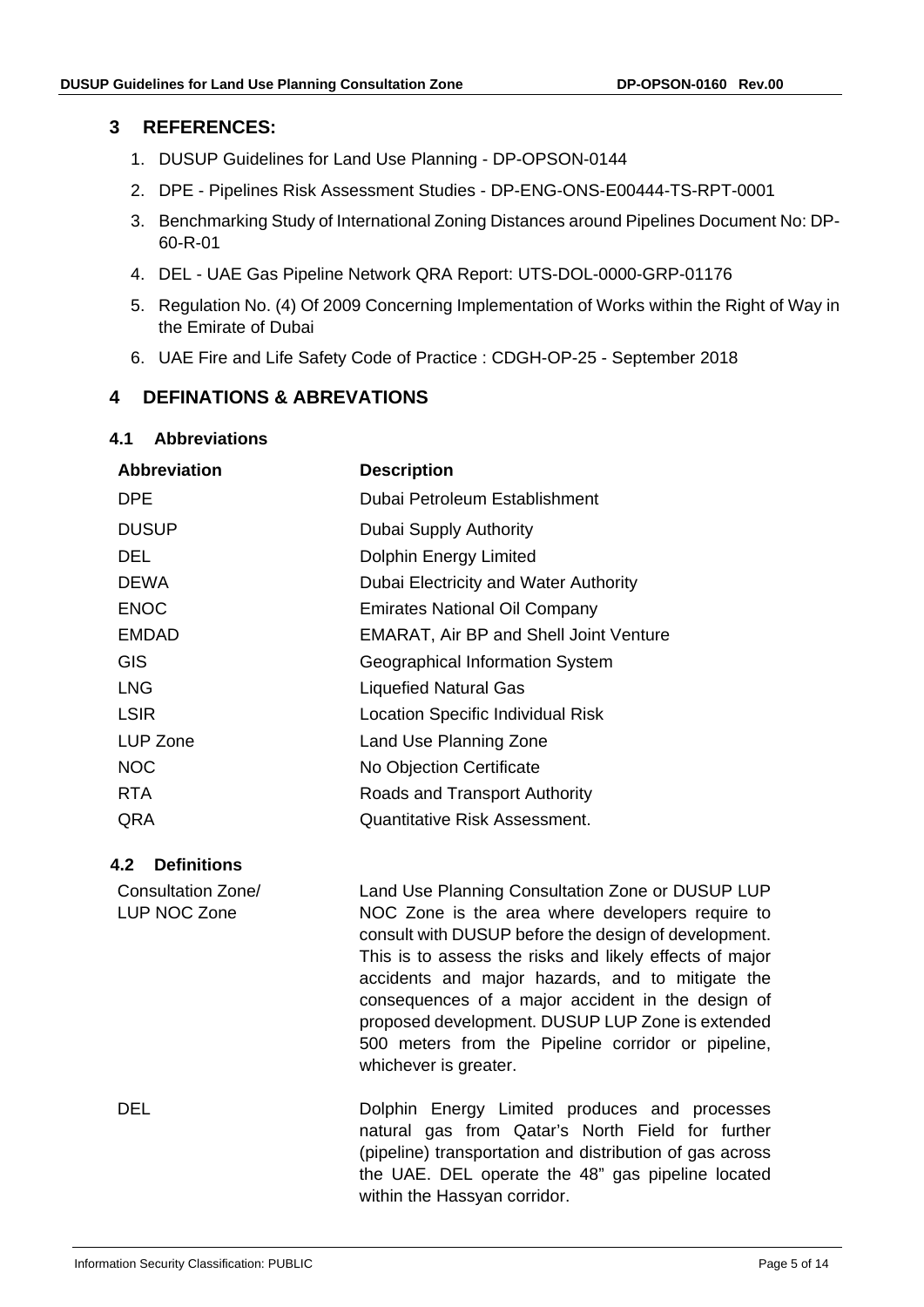## 3 REFERENCES:

1. DUSUP Guidelines for Land Use Planning - DP-OPSON-0144
2. DPE - Pipelines Risk Assessment Studies - DP-ENG-ONS-E00444-TS-RPT-0001
3. Benchmarking Study of International Zoning Distances around Pipelines Document No: DP-60-R-01
4. DEL - UAE Gas Pipeline Network QRA Report: UTS-DOL-0000-GRP-01176
5. Regulation No. (4) Of 2009 Concerning Implementation of Works within the Right of Way in the Emirate of Dubai
6. UAE Fire and Life Safety Code of Practice : CDGH-OP-25 - September 2018

## 4 DEFINATIONS & ABREVATIONS

### 4.1 Abbreviations

| Abbreviation | Description |
|---|---|
| DPE | Dubai Petroleum Establishment |
| DUSUP | Dubai Supply Authority |
| DEL | Dolphin Energy Limited |
| DEWA | Dubai Electricity and Water Authority |
| ENOC | Emirates National Oil Company |
| EMDAD | EMARAT, Air BP and Shell Joint Venture |
| GIS | Geographical Information System |
| LNG | Liquefied Natural Gas |
| LSIR | Location Specific Individual Risk |
| LUP Zone | Land Use Planning Zone |
| NOC | No Objection Certificate |
| RTA | Roads and Transport Authority |
| QRA | Quantitative Risk Assessment. |

### 4.2 Definitions

| | |
|---|---|
| Consultation Zone/ LUP NOC Zone | Land Use Planning Consultation Zone or DUSUP LUP NOC Zone is the area where developers require to consult with DUSUP before the design of development. This is to assess the risks and likely effects of major accidents and major hazards, and to mitigate the consequences of a major accident in the design of proposed development. DUSUP LUP Zone is extended 500 meters from the Pipeline corridor or pipeline, whichever is greater. |
| DEL | Dolphin Energy Limited produces and processes natural gas from Qatar's North Field for further (pipeline) transportation and distribution of gas across the UAE. DEL operate the 48" gas pipeline located within the Hassyan corridor. |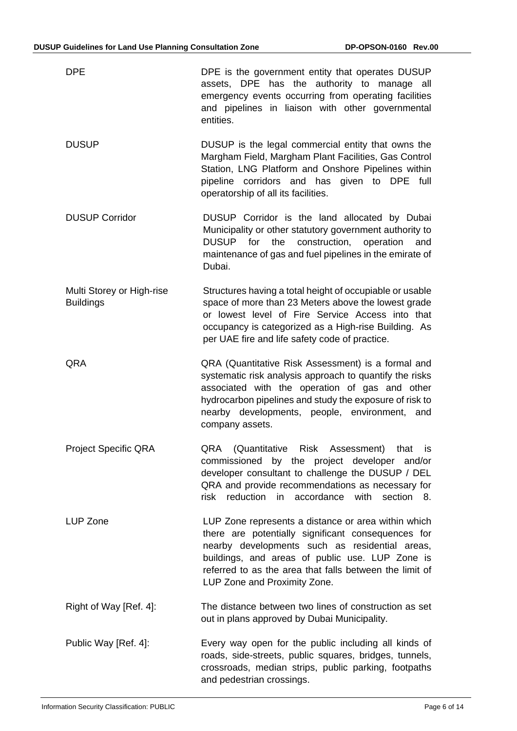| | |
|---|---|
| DPE | DPE is the government entity that operates DUSUP assets, DPE has the authority to manage all emergency events occurring from operating facilities and pipelines in liaison with other governmental entities. |
| DUSUP | DUSUP is the legal commercial entity that owns the Margham Field, Margham Plant Facilities, Gas Control Station, LNG Platform and Onshore Pipelines within pipeline corridors and has given to DPE full operatorship of all its facilities. |
| DUSUP Corridor | DUSUP Corridor is the land allocated by Dubai Municipality or other statutory government authority to DUSUP for the construction, operation and maintenance of gas and fuel pipelines in the emirate of Dubai. |
| Multi Storey or High-rise Buildings | Structures having a total height of occupiable or usable space of more than 23 Meters above the lowest grade or lowest level of Fire Service Access into that occupancy is categorized as a High-rise Building. As per UAE fire and life safety code of practice. |
| QRA | QRA (Quantitative Risk Assessment) is a formal and systematic risk analysis approach to quantify the risks associated with the operation of gas and other hydrocarbon pipelines and study the exposure of risk to nearby developments, people, environment, and company assets. |
| Project Specific QRA | QRA (Quantitative Risk Assessment) that is commissioned by the project developer and/or developer consultant to challenge the DUSUP / DEL QRA and provide recommendations as necessary for risk reduction in accordance with section 8. |
| LUP Zone | LUP Zone represents a distance or area within which there are potentially significant consequences for nearby developments such as residential areas, buildings, and areas of public use. LUP Zone is referred to as the area that falls between the limit of LUP Zone and Proximity Zone. |
| Right of Way [Ref. 4]: | The distance between two lines of construction as set out in plans approved by Dubai Municipality. |
| Public Way [Ref. 4]: | Every way open for the public including all kinds of roads, side-streets, public squares, bridges, tunnels, crossroads, median strips, public parking, footpaths and pedestrian crossings. |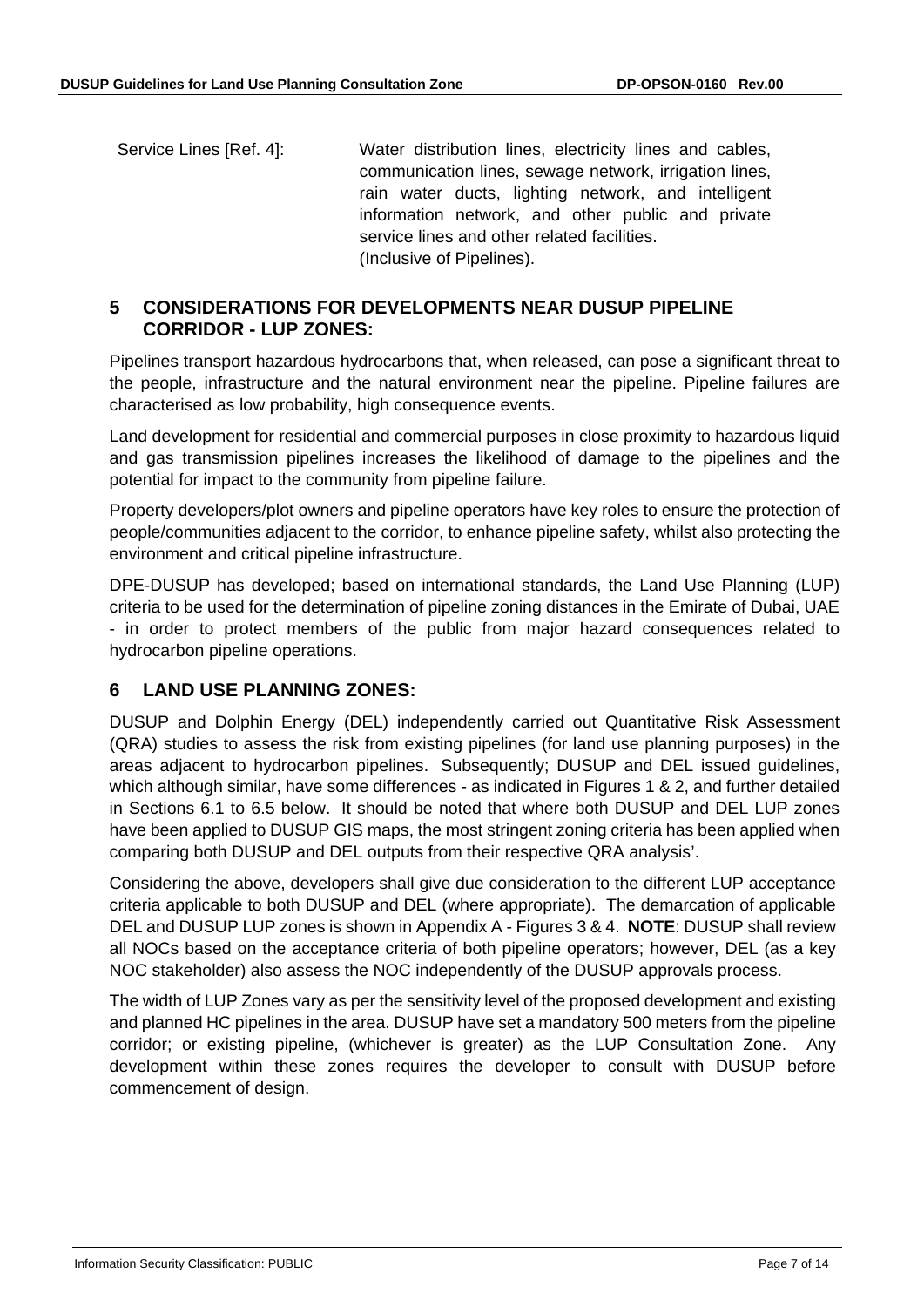Service Lines [Ref. 4]: Water distribution lines, electricity lines and cables, communication lines, sewage network, irrigation lines, rain water ducts, lighting network, and intelligent information network, and other public and private service lines and other related facilities. (Inclusive of Pipelines).

## 5 CONSIDERATIONS FOR DEVELOPMENTS NEAR DUSUP PIPELINE CORRIDOR - LUP ZONES:

Pipelines transport hazardous hydrocarbons that, when released, can pose a significant threat to the people, infrastructure and the natural environment near the pipeline. Pipeline failures are characterised as low probability, high consequence events.

Land development for residential and commercial purposes in close proximity to hazardous liquid and gas transmission pipelines increases the likelihood of damage to the pipelines and the potential for impact to the community from pipeline failure.

Property developers/plot owners and pipeline operators have key roles to ensure the protection of people/communities adjacent to the corridor, to enhance pipeline safety, whilst also protecting the environment and critical pipeline infrastructure.

DPE-DUSUP has developed; based on international standards, the Land Use Planning (LUP) criteria to be used for the determination of pipeline zoning distances in the Emirate of Dubai, UAE - in order to protect members of the public from major hazard consequences related to hydrocarbon pipeline operations.

## 6 LAND USE PLANNING ZONES:

DUSUP and Dolphin Energy (DEL) independently carried out Quantitative Risk Assessment (QRA) studies to assess the risk from existing pipelines (for land use planning purposes) in the areas adjacent to hydrocarbon pipelines. Subsequently; DUSUP and DEL issued guidelines, which although similar, have some differences - as indicated in Figures 1 & 2, and further detailed in Sections 6.1 to 6.5 below. It should be noted that where both DUSUP and DEL LUP zones have been applied to DUSUP GIS maps, the most stringent zoning criteria has been applied when comparing both DUSUP and DEL outputs from their respective QRA analysis'.

Considering the above, developers shall give due consideration to the different LUP acceptance criteria applicable to both DUSUP and DEL (where appropriate). The demarcation of applicable DEL and DUSUP LUP zones is shown in Appendix A - Figures 3 & 4. **NOTE**: DUSUP shall review all NOCs based on the acceptance criteria of both pipeline operators; however, DEL (as a key NOC stakeholder) also assess the NOC independently of the DUSUP approvals process.

The width of LUP Zones vary as per the sensitivity level of the proposed development and existing and planned HC pipelines in the area. DUSUP have set a mandatory 500 meters from the pipeline corridor; or existing pipeline, (whichever is greater) as the LUP Consultation Zone. Any development within these zones requires the developer to consult with DUSUP before commencement of design.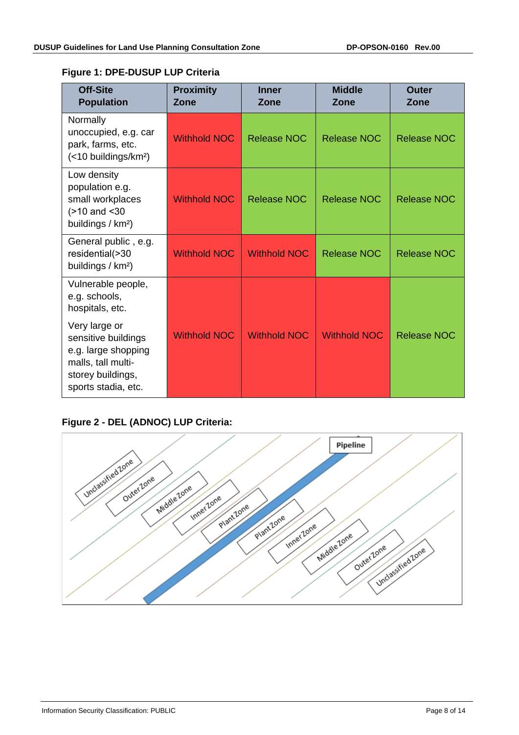**Figure 1: DPE-DUSUP LUP Criteria**

| Off-Site Population | Proximity Zone | Inner Zone | Middle Zone | Outer Zone |
|---|---|---|---|---|
| Normally unoccupied, e.g. car park, farms, etc. (<10 buildings/km²) | Withhold NOC | Release NOC | Release NOC | Release NOC |
| Low density population e.g. small workplaces (>10 and <30 buildings / km²) | Withhold NOC | Release NOC | Release NOC | Release NOC |
| General public , e.g. residential(>30 buildings / km²) | Withhold NOC | Withhold NOC | Release NOC | Release NOC |
| Vulnerable people, e.g. schools, hospitals, etc. Very large or sensitive buildings e.g. large shopping malls, tall multi-storey buildings, sports stadia, etc. | Withhold NOC | Withhold NOC | Withhold NOC | Release NOC |

**Figure 2 - DEL (ADNOC) LUP Criteria:**

Pipeline

Unclassified Zone | Outer Zone | Middle Zone | Inner Zone | Plant Zone | Plant Zone | Inner Zone | Middle Zone | Outer Zone | Unclassified Zone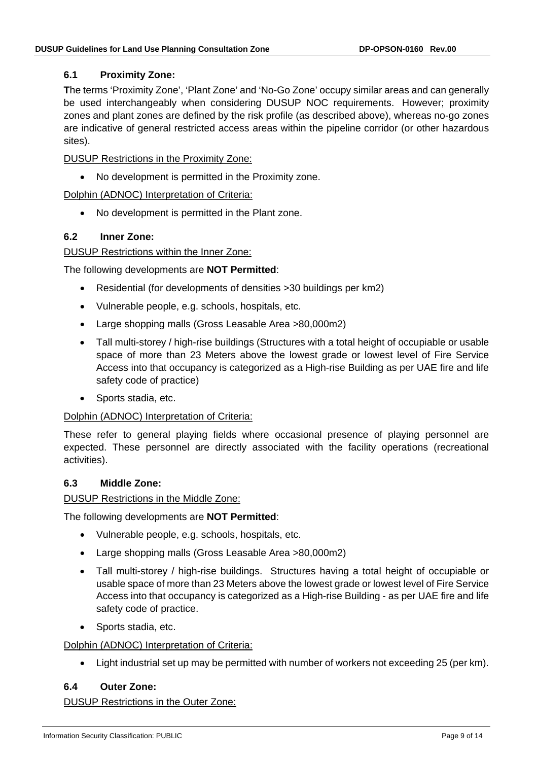### 6.1 Proximity Zone:

**T**he terms 'Proximity Zone', 'Plant Zone' and 'No-Go Zone' occupy similar areas and can generally be used interchangeably when considering DUSUP NOC requirements. However; proximity zones and plant zones are defined by the risk profile (as described above), whereas no-go zones are indicative of general restricted access areas within the pipeline corridor (or other hazardous sites).

DUSUP Restrictions in the Proximity Zone:

- No development is permitted in the Proximity zone.

Dolphin (ADNOC) Interpretation of Criteria:

- No development is permitted in the Plant zone.

### 6.2 Inner Zone:

DUSUP Restrictions within the Inner Zone:

The following developments are **NOT Permitted**:

- Residential (for developments of densities >30 buildings per km2)
- Vulnerable people, e.g. schools, hospitals, etc.
- Large shopping malls (Gross Leasable Area >80,000m2)
- Tall multi-storey / high-rise buildings (Structures with a total height of occupiable or usable space of more than 23 Meters above the lowest grade or lowest level of Fire Service Access into that occupancy is categorized as a High-rise Building as per UAE fire and life safety code of practice)
- Sports stadia, etc.

Dolphin (ADNOC) Interpretation of Criteria:

These refer to general playing fields where occasional presence of playing personnel are expected. These personnel are directly associated with the facility operations (recreational activities).

### 6.3 Middle Zone:

DUSUP Restrictions in the Middle Zone:

The following developments are **NOT Permitted**:

- Vulnerable people, e.g. schools, hospitals, etc.
- Large shopping malls (Gross Leasable Area >80,000m2)
- Tall multi-storey / high-rise buildings. Structures having a total height of occupiable or usable space of more than 23 Meters above the lowest grade or lowest level of Fire Service Access into that occupancy is categorized as a High-rise Building - as per UAE fire and life safety code of practice.
- Sports stadia, etc.

Dolphin (ADNOC) Interpretation of Criteria:

- Light industrial set up may be permitted with number of workers not exceeding 25 (per km).

### 6.4 Outer Zone:

DUSUP Restrictions in the Outer Zone: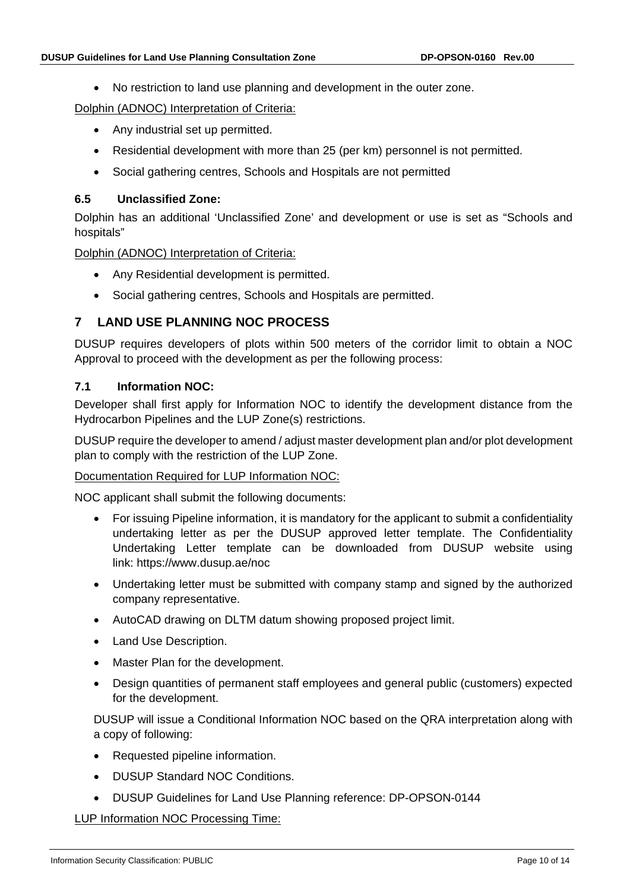- No restriction to land use planning and development in the outer zone.

Dolphin (ADNOC) Interpretation of Criteria:

- Any industrial set up permitted.
- Residential development with more than 25 (per km) personnel is not permitted.
- Social gathering centres, Schools and Hospitals are not permitted

### 6.5 Unclassified Zone:

Dolphin has an additional 'Unclassified Zone' and development or use is set as "Schools and hospitals"

Dolphin (ADNOC) Interpretation of Criteria:

- Any Residential development is permitted.
- Social gathering centres, Schools and Hospitals are permitted.

## 7 LAND USE PLANNING NOC PROCESS

DUSUP requires developers of plots within 500 meters of the corridor limit to obtain a NOC Approval to proceed with the development as per the following process:

### 7.1 Information NOC:

Developer shall first apply for Information NOC to identify the development distance from the Hydrocarbon Pipelines and the LUP Zone(s) restrictions.

DUSUP require the developer to amend / adjust master development plan and/or plot development plan to comply with the restriction of the LUP Zone.

Documentation Required for LUP Information NOC:

NOC applicant shall submit the following documents:

- For issuing Pipeline information, it is mandatory for the applicant to submit a confidentiality undertaking letter as per the DUSUP approved letter template. The Confidentiality Undertaking Letter template can be downloaded from DUSUP website using link: https://www.dusup.ae/noc
- Undertaking letter must be submitted with company stamp and signed by the authorized company representative.
- AutoCAD drawing on DLTM datum showing proposed project limit.
- Land Use Description.
- Master Plan for the development.
- Design quantities of permanent staff employees and general public (customers) expected for the development.

DUSUP will issue a Conditional Information NOC based on the QRA interpretation along with a copy of following:

- Requested pipeline information.
- DUSUP Standard NOC Conditions.
- DUSUP Guidelines for Land Use Planning reference: DP-OPSON-0144

LUP Information NOC Processing Time: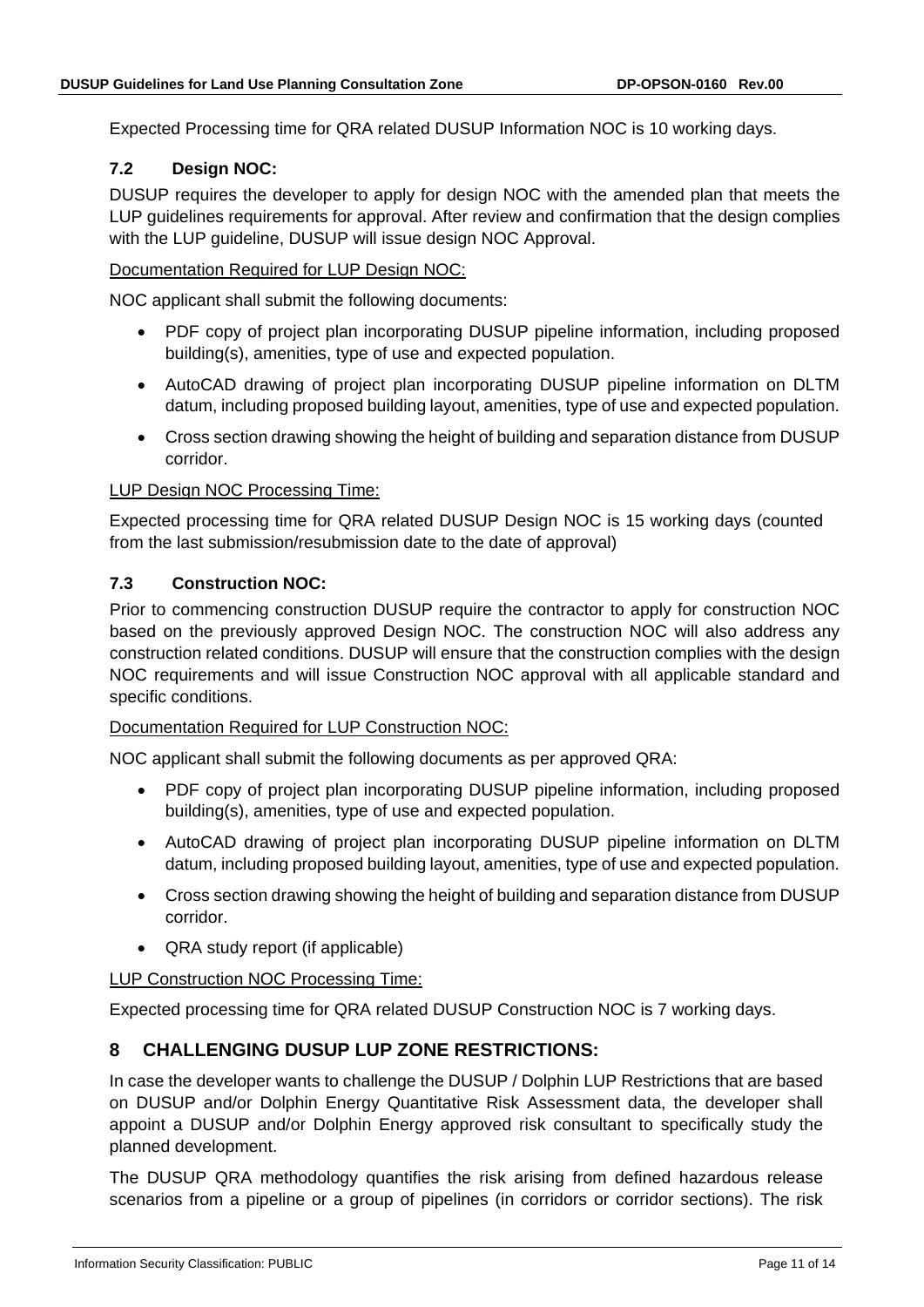Expected Processing time for QRA related DUSUP Information NOC is 10 working days.

### 7.2 Design NOC:

DUSUP requires the developer to apply for design NOC with the amended plan that meets the LUP guidelines requirements for approval. After review and confirmation that the design complies with the LUP guideline, DUSUP will issue design NOC Approval.

Documentation Required for LUP Design NOC:

NOC applicant shall submit the following documents:

- PDF copy of project plan incorporating DUSUP pipeline information, including proposed building(s), amenities, type of use and expected population.
- AutoCAD drawing of project plan incorporating DUSUP pipeline information on DLTM datum, including proposed building layout, amenities, type of use and expected population.
- Cross section drawing showing the height of building and separation distance from DUSUP corridor.

LUP Design NOC Processing Time:

Expected processing time for QRA related DUSUP Design NOC is 15 working days (counted from the last submission/resubmission date to the date of approval)

### 7.3 Construction NOC:

Prior to commencing construction DUSUP require the contractor to apply for construction NOC based on the previously approved Design NOC. The construction NOC will also address any construction related conditions. DUSUP will ensure that the construction complies with the design NOC requirements and will issue Construction NOC approval with all applicable standard and specific conditions.

Documentation Required for LUP Construction NOC:

NOC applicant shall submit the following documents as per approved QRA:

- PDF copy of project plan incorporating DUSUP pipeline information, including proposed building(s), amenities, type of use and expected population.
- AutoCAD drawing of project plan incorporating DUSUP pipeline information on DLTM datum, including proposed building layout, amenities, type of use and expected population.
- Cross section drawing showing the height of building and separation distance from DUSUP corridor.
- QRA study report (if applicable)

LUP Construction NOC Processing Time:

Expected processing time for QRA related DUSUP Construction NOC is 7 working days.

## 8 CHALLENGING DUSUP LUP ZONE RESTRICTIONS:

In case the developer wants to challenge the DUSUP / Dolphin LUP Restrictions that are based on DUSUP and/or Dolphin Energy Quantitative Risk Assessment data, the developer shall appoint a DUSUP and/or Dolphin Energy approved risk consultant to specifically study the planned development.

The DUSUP QRA methodology quantifies the risk arising from defined hazardous release scenarios from a pipeline or a group of pipelines (in corridors or corridor sections). The risk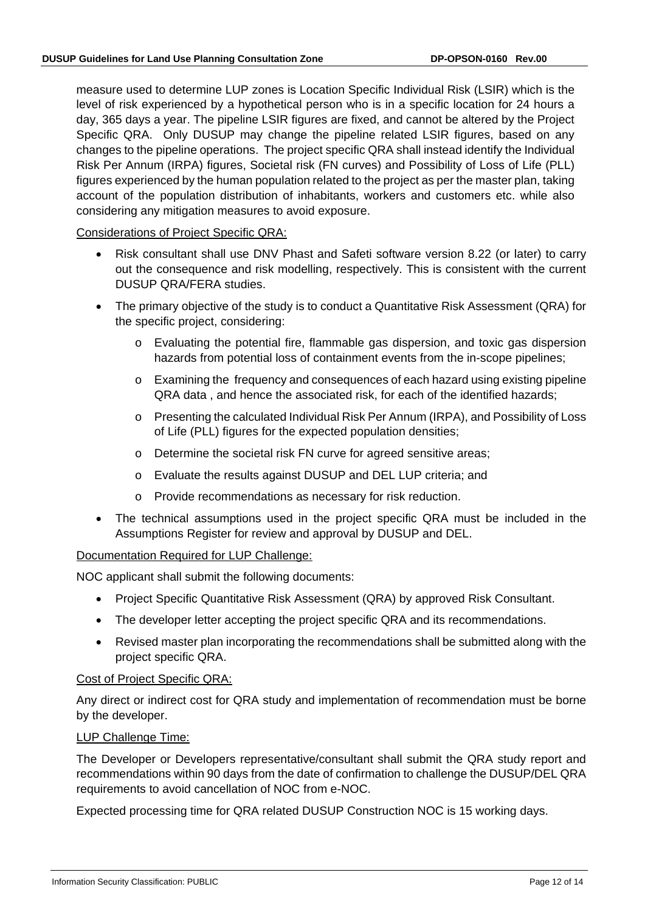measure used to determine LUP zones is Location Specific Individual Risk (LSIR) which is the level of risk experienced by a hypothetical person who is in a specific location for 24 hours a day, 365 days a year. The pipeline LSIR figures are fixed, and cannot be altered by the Project Specific QRA. Only DUSUP may change the pipeline related LSIR figures, based on any changes to the pipeline operations. The project specific QRA shall instead identify the Individual Risk Per Annum (IRPA) figures, Societal risk (FN curves) and Possibility of Loss of Life (PLL) figures experienced by the human population related to the project as per the master plan, taking account of the population distribution of inhabitants, workers and customers etc. while also considering any mitigation measures to avoid exposure.

<u>Considerations of Project Specific QRA:</u>

- Risk consultant shall use DNV Phast and Safeti software version 8.22 (or later) to carry out the consequence and risk modelling, respectively. This is consistent with the current DUSUP QRA/FERA studies.
- The primary objective of the study is to conduct a Quantitative Risk Assessment (QRA) for the specific project, considering:
    - Evaluating the potential fire, flammable gas dispersion, and toxic gas dispersion hazards from potential loss of containment events from the in-scope pipelines;
    - Examining the frequency and consequences of each hazard using existing pipeline QRA data , and hence the associated risk, for each of the identified hazards;
    - Presenting the calculated Individual Risk Per Annum (IRPA), and Possibility of Loss of Life (PLL) figures for the expected population densities;
    - Determine the societal risk FN curve for agreed sensitive areas;
    - Evaluate the results against DUSUP and DEL LUP criteria; and
    - Provide recommendations as necessary for risk reduction.
- The technical assumptions used in the project specific QRA must be included in the Assumptions Register for review and approval by DUSUP and DEL.

<u>Documentation Required for LUP Challenge:</u>

NOC applicant shall submit the following documents:

- Project Specific Quantitative Risk Assessment (QRA) by approved Risk Consultant.
- The developer letter accepting the project specific QRA and its recommendations.
- Revised master plan incorporating the recommendations shall be submitted along with the project specific QRA.

<u>Cost of Project Specific QRA:</u>

Any direct or indirect cost for QRA study and implementation of recommendation must be borne by the developer.

<u>LUP Challenge Time:</u>

The Developer or Developers representative/consultant shall submit the QRA study report and recommendations within 90 days from the date of confirmation to challenge the DUSUP/DEL QRA requirements to avoid cancellation of NOC from e-NOC.

Expected processing time for QRA related DUSUP Construction NOC is 15 working days.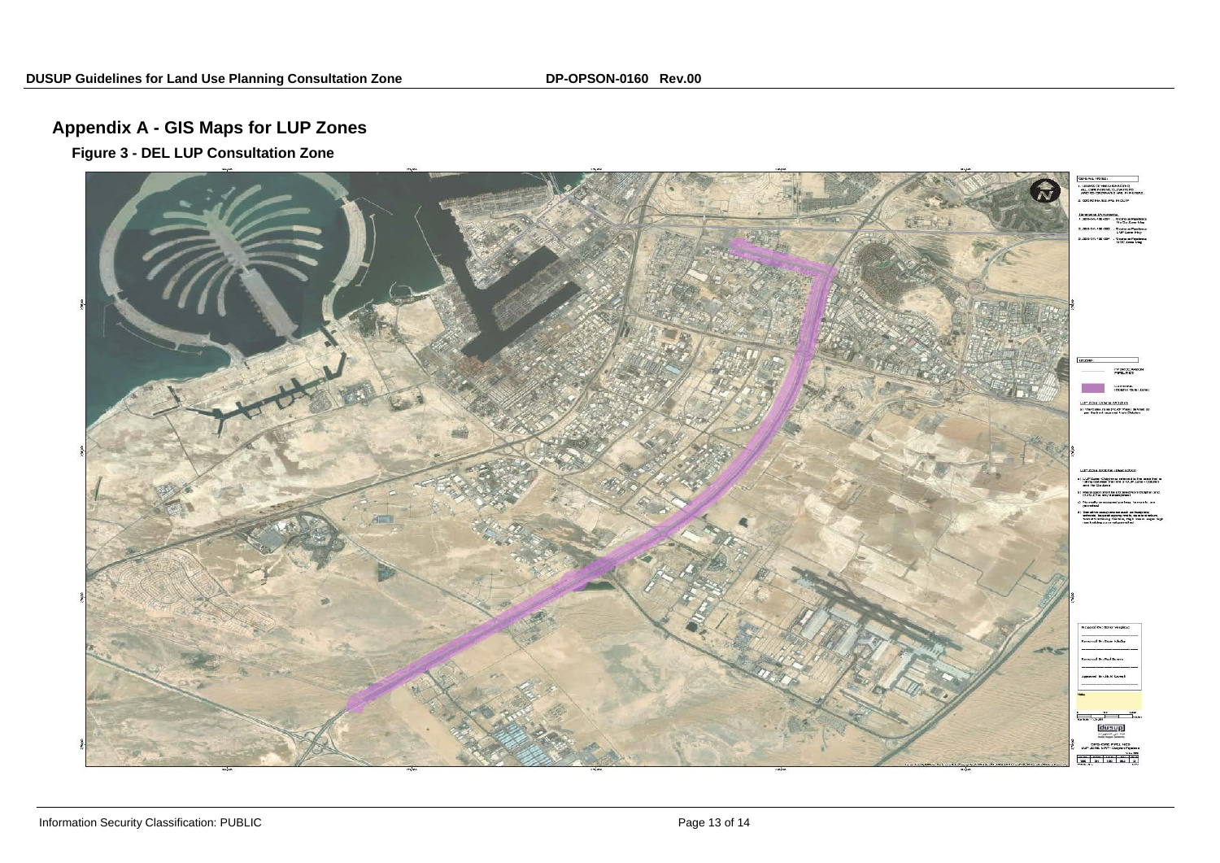## Appendix A - GIS Maps for LUP Zones

### Figure 3 - DEL LUP Consultation Zone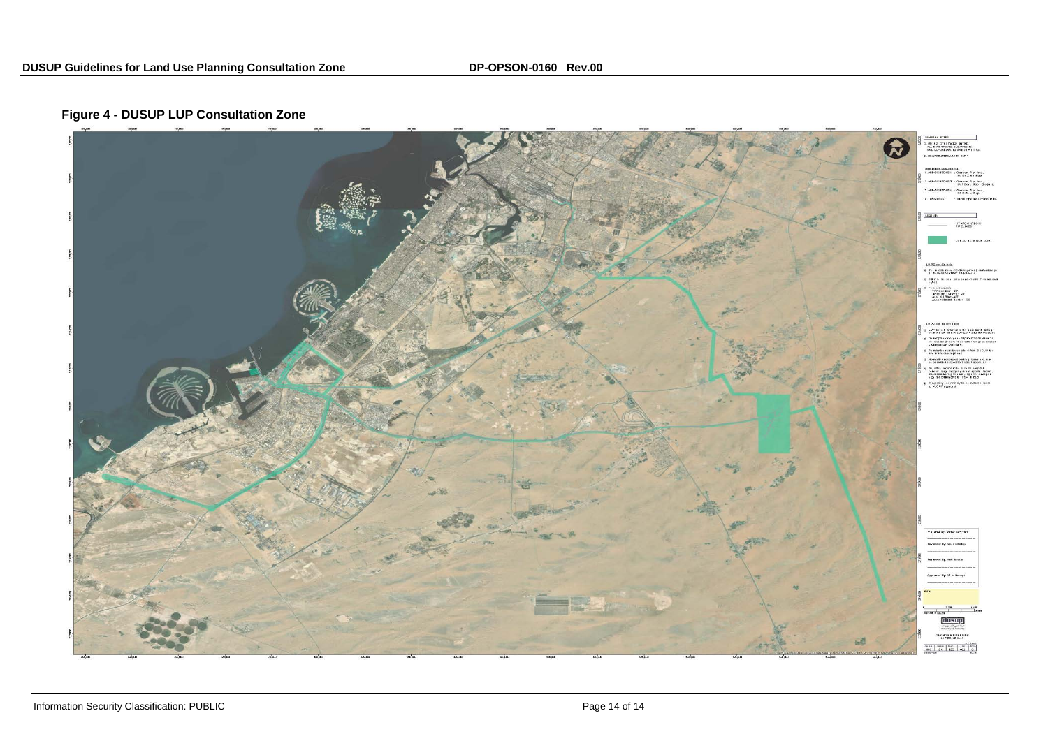**Figure 4 - DUSUP LUP Consultation Zone**